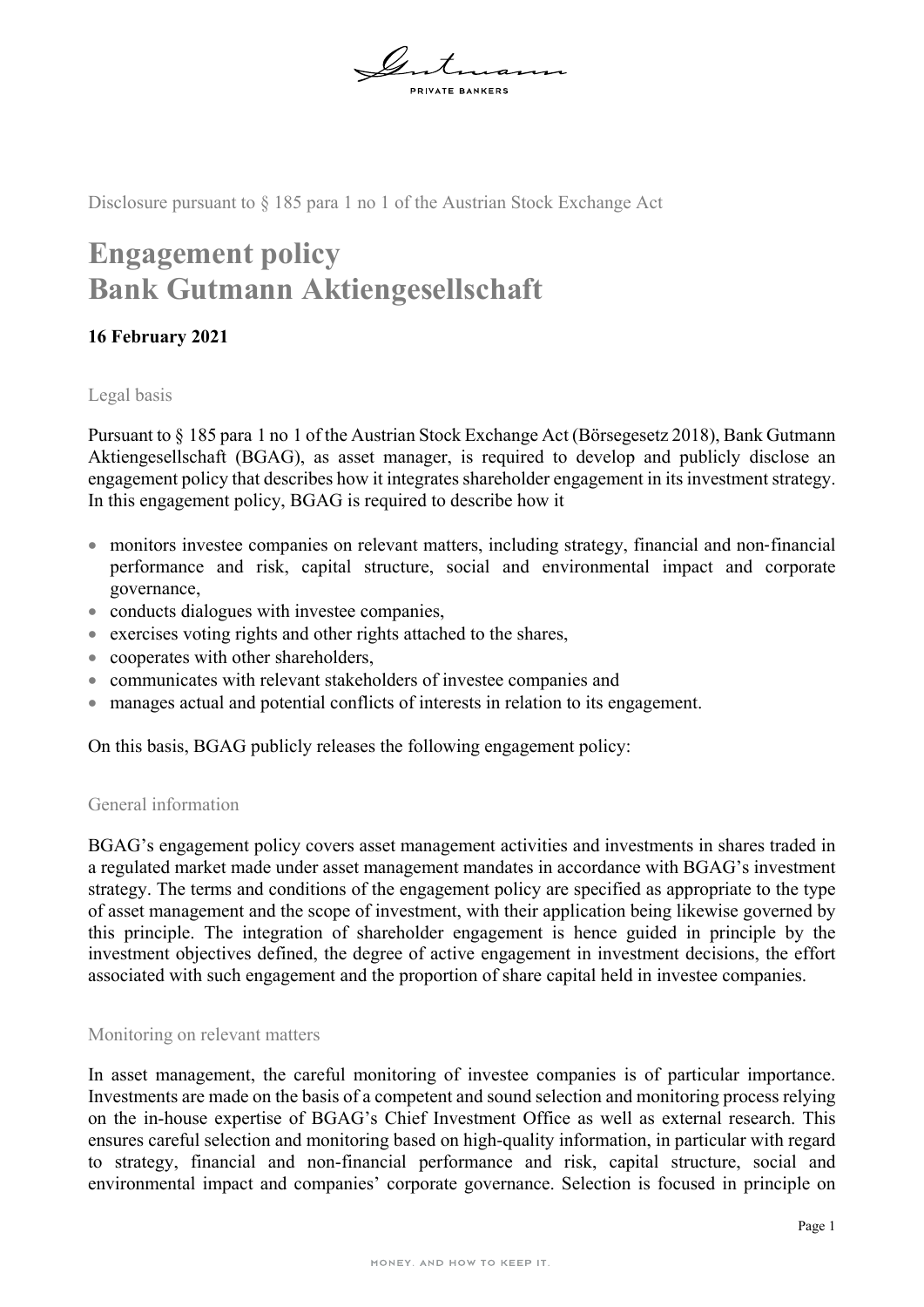Disclosure pursuant to § 185 para 1 no 1 of the Austrian Stock Exchange Act

# Engagement policy
# Bank Gutmann Aktiengesellschaft

**16 February 2021**

## Legal basis

Pursuant to § 185 para 1 no 1 of the Austrian Stock Exchange Act (Börsegesetz 2018), Bank Gutmann Aktiengesellschaft (BGAG), as asset manager, is required to develop and publicly disclose an engagement policy that describes how it integrates shareholder engagement in its investment strategy. In this engagement policy, BGAG is required to describe how it

- monitors investee companies on relevant matters, including strategy, financial and non-financial performance and risk, capital structure, social and environmental impact and corporate governance,
- conducts dialogues with investee companies,
- exercises voting rights and other rights attached to the shares,
- cooperates with other shareholders,
- communicates with relevant stakeholders of investee companies and
- manages actual and potential conflicts of interests in relation to its engagement.

On this basis, BGAG publicly releases the following engagement policy:

## General information

BGAG's engagement policy covers asset management activities and investments in shares traded in a regulated market made under asset management mandates in accordance with BGAG's investment strategy. The terms and conditions of the engagement policy are specified as appropriate to the type of asset management and the scope of investment, with their application being likewise governed by this principle. The integration of shareholder engagement is hence guided in principle by the investment objectives defined, the degree of active engagement in investment decisions, the effort associated with such engagement and the proportion of share capital held in investee companies.

## Monitoring on relevant matters

In asset management, the careful monitoring of investee companies is of particular importance. Investments are made on the basis of a competent and sound selection and monitoring process relying on the in-house expertise of BGAG's Chief Investment Office as well as external research. This ensures careful selection and monitoring based on high-quality information, in particular with regard to strategy, financial and non-financial performance and risk, capital structure, social and environmental impact and companies' corporate governance. Selection is focused in principle on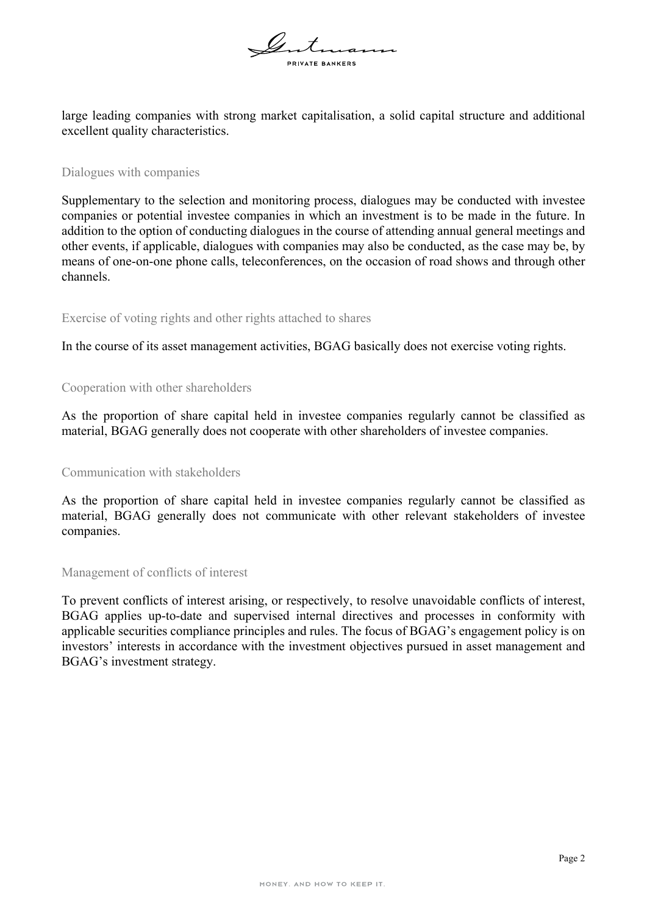large leading companies with strong market capitalisation, a solid capital structure and additional excellent quality characteristics.

## Dialogues with companies

Supplementary to the selection and monitoring process, dialogues may be conducted with investee companies or potential investee companies in which an investment is to be made in the future. In addition to the option of conducting dialogues in the course of attending annual general meetings and other events, if applicable, dialogues with companies may also be conducted, as the case may be, by means of one-on-one phone calls, teleconferences, on the occasion of road shows and through other channels.

## Exercise of voting rights and other rights attached to shares

In the course of its asset management activities, BGAG basically does not exercise voting rights.

## Cooperation with other shareholders

As the proportion of share capital held in investee companies regularly cannot be classified as material, BGAG generally does not cooperate with other shareholders of investee companies.

## Communication with stakeholders

As the proportion of share capital held in investee companies regularly cannot be classified as material, BGAG generally does not communicate with other relevant stakeholders of investee companies.

## Management of conflicts of interest

To prevent conflicts of interest arising, or respectively, to resolve unavoidable conflicts of interest, BGAG applies up-to-date and supervised internal directives and processes in conformity with applicable securities compliance principles and rules. The focus of BGAG's engagement policy is on investors' interests in accordance with the investment objectives pursued in asset management and BGAG's investment strategy.